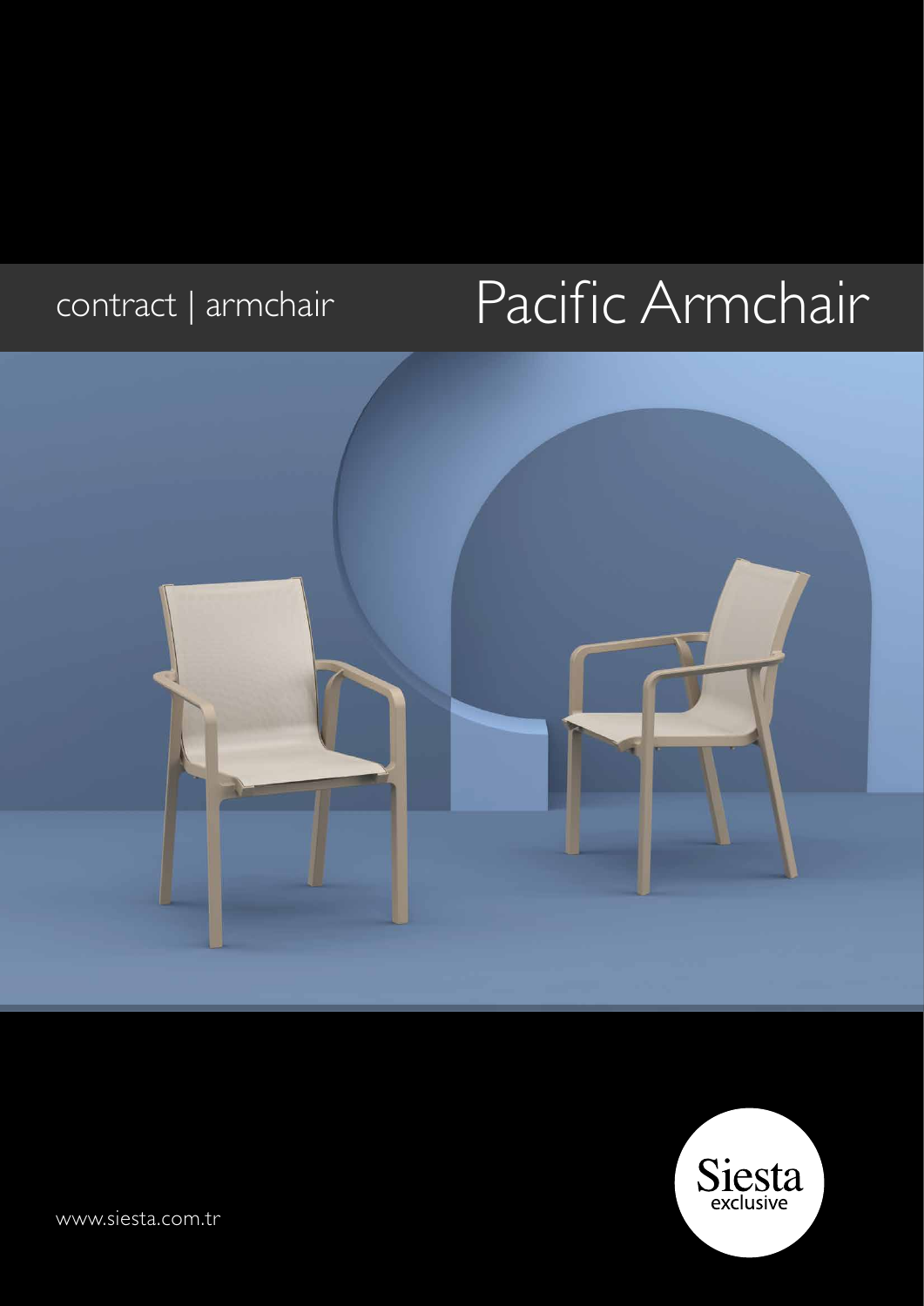contract | armchair

# Pacific Armchair

Siesta exclusive

www.siesta.com.tr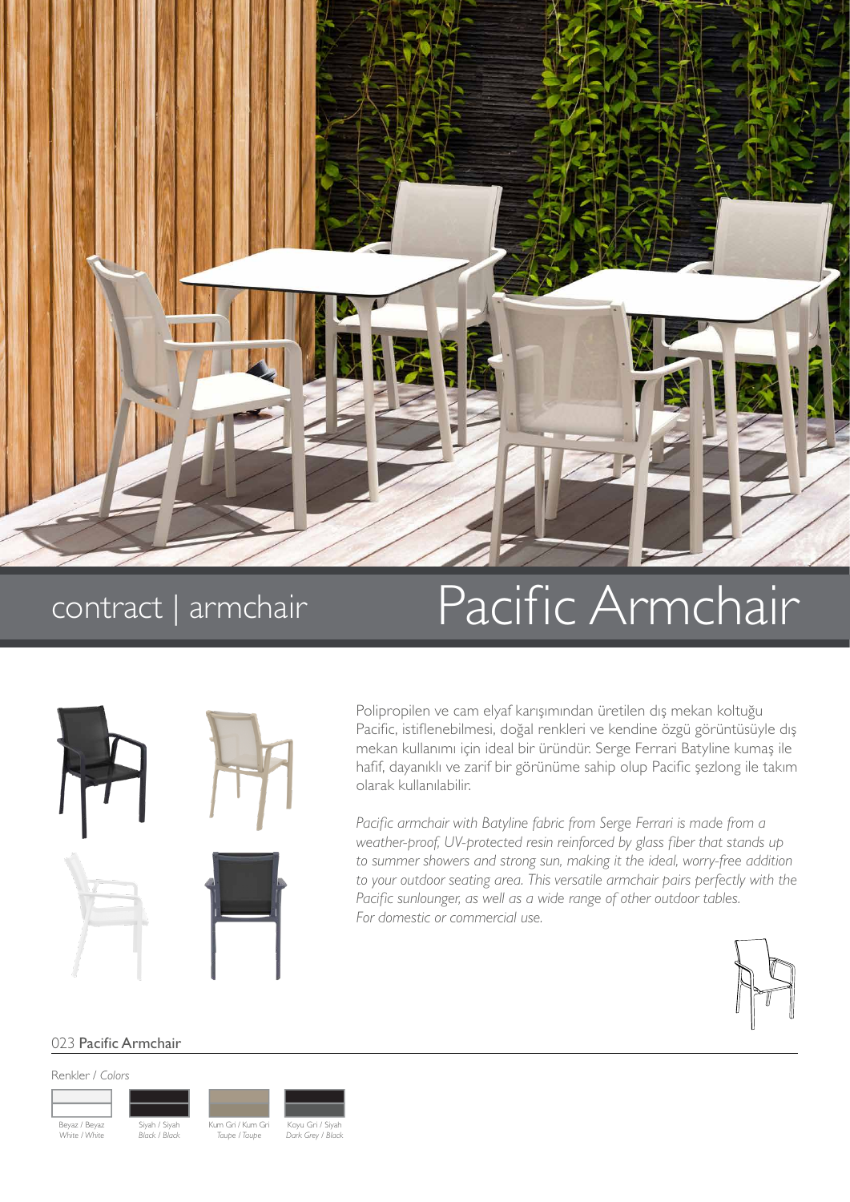contract | armchair

# Pacific Armchair

Polipropilen ve cam elyaf karışımından üretilen dış mekan koltuğu Pacific, istiflenebilmesi, doğal renkleri ve kendine özgü görüntüsüyle dış mekan kullanımı için ideal bir üründür. Serge Ferrari Batyline kumaş ile hafif, dayanıklı ve zarif bir görünüme sahip olup Pacific şezlong ile takım olarak kullanılabilir.

*Pacific armchair with Batyline fabric from Serge Ferrari is made from a weather-proof, UV-protected resin reinforced by glass fiber that stands up to summer showers and strong sun, making it the ideal, worry-free addition to your outdoor seating area. This versatile armchair pairs perfectly with the Pacific sunlounger, as well as a wide range of other outdoor tables. For domestic or commercial use.*

## 023 Pacific Armchair

Renkler / *Colors*

- Beyaz / Beyaz — *White / White*
- Siyah / Siyah — *Black / Black*
- Kum Gri / Kum Gri — *Taupe / Taupe*
- Koyu Gri / Siyah — *Dark Grey / Black*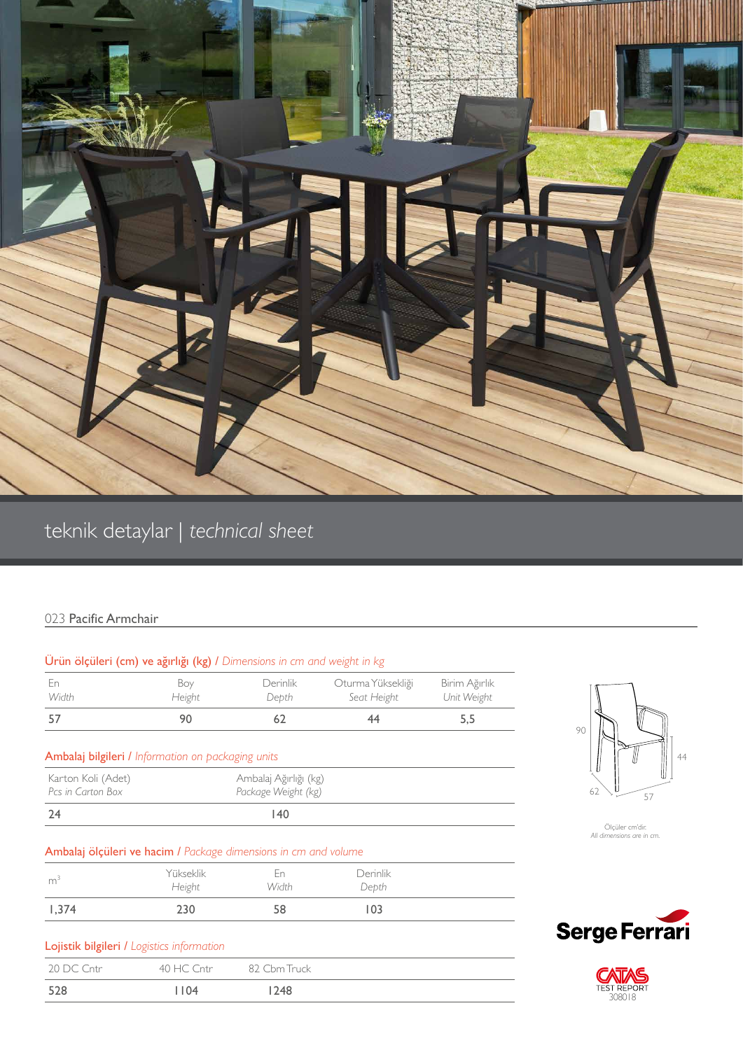## teknik detaylar | *technical sheet*

### 023 Pacific Armchair

**Ürün ölçüleri (cm) ve ağırlığı (kg)** / *Dimensions in cm and weight in kg*

| En *Width* | Boy *Height* | Derinlik *Depth* | Oturma Yüksekliği *Seat Height* | Birim Ağırlık *Unit Weight* |
|---|---|---|---|---|
| 57 | 90 | 62 | 44 | 5,5 |

**Ambalaj bilgileri** / *Information on packaging units*

| Karton Koli (Adet) *Pcs in Carton Box* | Ambalaj Ağırlığı (kg) *Package Weight (kg)* |
|---|---|
| 24 | 140 |

**Ambalaj ölçüleri ve hacim** / *Package dimensions in cm and volume*

| $m^3$ | Yükseklik *Height* | En *Width* | Derinlik *Depth* |
|---|---|---|---|
| 1,374 | 230 | 58 | 103 |

**Lojistik bilgileri** / *Logistics information*

| 20 DC Cntr | 40 HC Cntr | 82 Cbm Truck |
|---|---|---|
| 528 | 1104 | 1248 |

Ölçüler cm'dir.
*All dimensions are in cm.*

Serge Ferrari

CATAS TEST REPORT 308018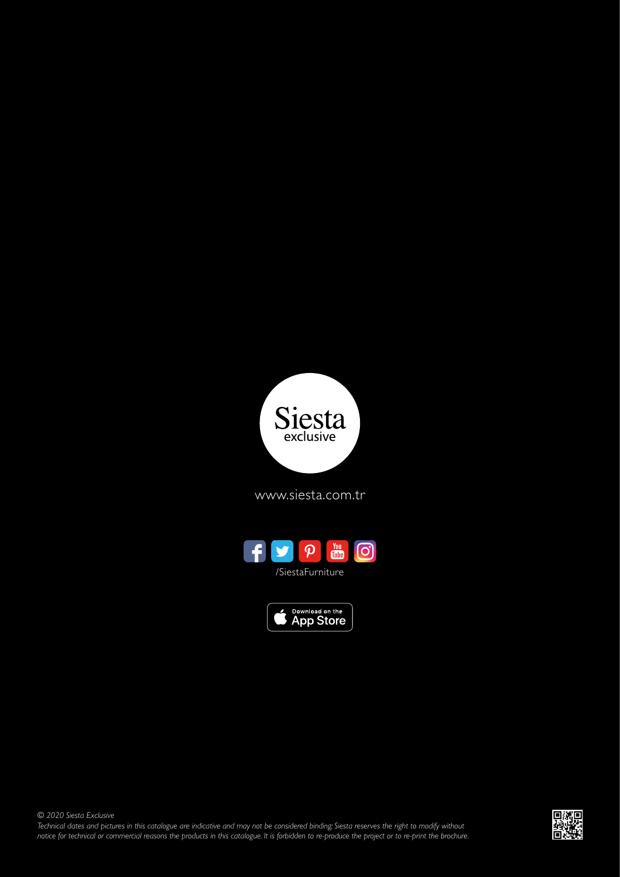Siesta
exclusive

www.siesta.com.tr

/SiestaFurniture

Download on the App Store

*© 2020 Siesta Exclusive*
*Technical dates and pictures in this catalogue are indicative and may not be considered binding; Siesta reserves the right to modify without notice for technical or commercial reasons the products in this catalogue. It is forbidden to re-produce the project or to re-print the brochure.*